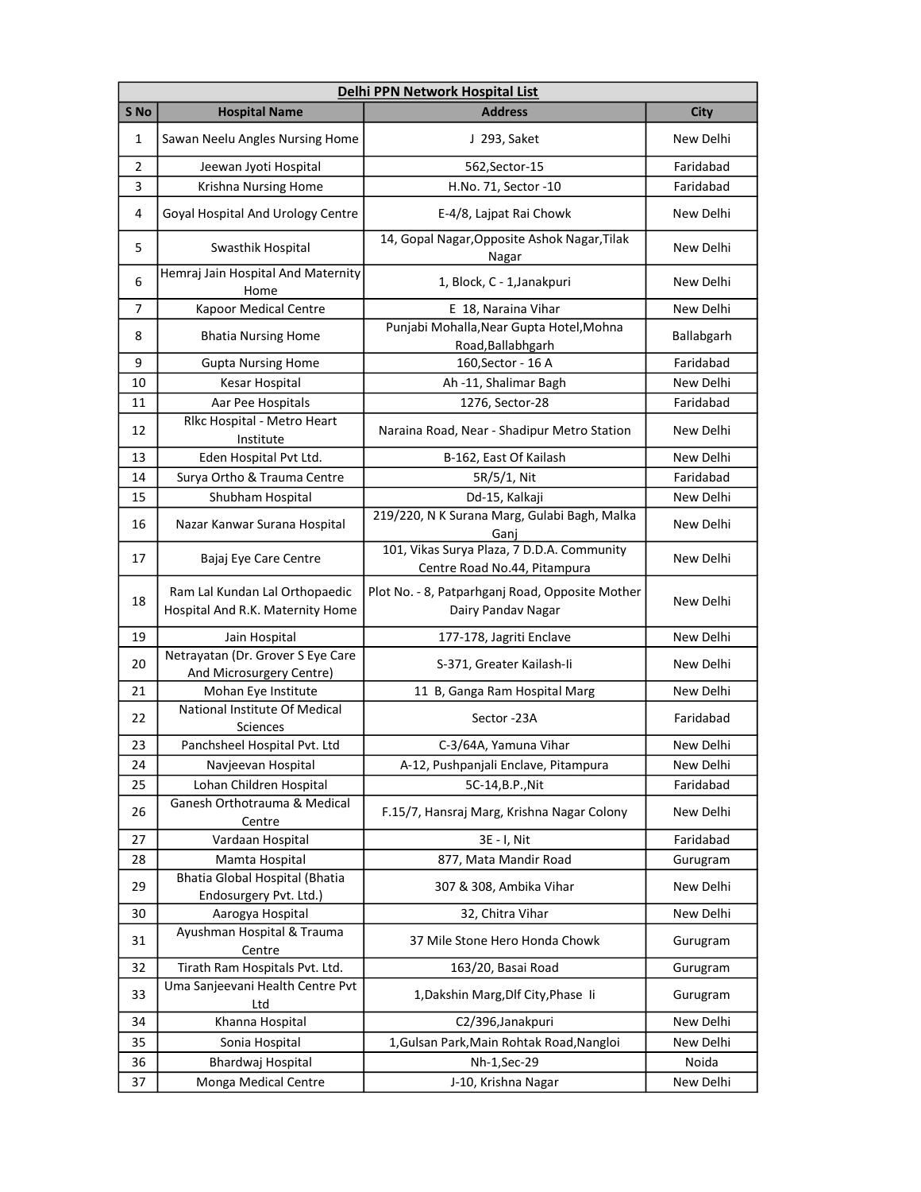| Delhi PPN Network Hospital List | | | |
|---|---|---|---|
| S No | Hospital Name | Address | City |
| 1 | Sawan Neelu Angles Nursing Home | J 293, Saket | New Delhi |
| 2 | Jeewan Jyoti Hospital | 562,Sector-15 | Faridabad |
| 3 | Krishna Nursing Home | H.No. 71, Sector -10 | Faridabad |
| 4 | Goyal Hospital And Urology Centre | E-4/8, Lajpat Rai Chowk | New Delhi |
| 5 | Swasthik Hospital | 14, Gopal Nagar,Opposite Ashok Nagar,Tilak Nagar | New Delhi |
| 6 | Hemraj Jain Hospital And Maternity Home | 1, Block, C - 1,Janakpuri | New Delhi |
| 7 | Kapoor Medical Centre | E 18, Naraina Vihar | New Delhi |
| 8 | Bhatia Nursing Home | Punjabi Mohalla,Near Gupta Hotel,Mohna Road,Ballabhgarh | Ballabgarh |
| 9 | Gupta Nursing Home | 160,Sector - 16 A | Faridabad |
| 10 | Kesar Hospital | Ah -11, Shalimar Bagh | New Delhi |
| 11 | Aar Pee Hospitals | 1276, Sector-28 | Faridabad |
| 12 | Rlkc Hospital - Metro Heart Institute | Naraina Road, Near - Shadipur Metro Station | New Delhi |
| 13 | Eden Hospital Pvt Ltd. | B-162, East Of Kailash | New Delhi |
| 14 | Surya Ortho & Trauma Centre | 5R/5/1, Nit | Faridabad |
| 15 | Shubham Hospital | Dd-15, Kalkaji | New Delhi |
| 16 | Nazar Kanwar Surana Hospital | 219/220, N K Surana Marg, Gulabi Bagh, Malka Ganj | New Delhi |
| 17 | Bajaj Eye Care Centre | 101, Vikas Surya Plaza, 7 D.D.A. Community Centre Road No.44, Pitampura | New Delhi |
| 18 | Ram Lal Kundan Lal Orthopaedic Hospital And R.K. Maternity Home | Plot No. - 8, Patparhganj Road, Opposite Mother Dairy Pandav Nagar | New Delhi |
| 19 | Jain Hospital | 177-178, Jagriti Enclave | New Delhi |
| 20 | Netrayatan (Dr. Grover S Eye Care And Microsurgery Centre) | S-371, Greater Kailash-Ii | New Delhi |
| 21 | Mohan Eye Institute | 11 B, Ganga Ram Hospital Marg | New Delhi |
| 22 | National Institute Of Medical Sciences | Sector -23A | Faridabad |
| 23 | Panchsheel Hospital Pvt. Ltd | C-3/64A, Yamuna Vihar | New Delhi |
| 24 | Navjeevan Hospital | A-12, Pushpanjali Enclave, Pitampura | New Delhi |
| 25 | Lohan Children Hospital | 5C-14,B.P.,Nit | Faridabad |
| 26 | Ganesh Orthotrauma & Medical Centre | F.15/7, Hansraj Marg, Krishna Nagar Colony | New Delhi |
| 27 | Vardaan Hospital | 3E - I, Nit | Faridabad |
| 28 | Mamta Hospital | 877, Mata Mandir Road | Gurugram |
| 29 | Bhatia Global Hospital (Bhatia Endosurgery Pvt. Ltd.) | 307 & 308, Ambika Vihar | New Delhi |
| 30 | Aarogya Hospital | 32, Chitra Vihar | New Delhi |
| 31 | Ayushman Hospital & Trauma Centre | 37 Mile Stone Hero Honda Chowk | Gurugram |
| 32 | Tirath Ram Hospitals Pvt. Ltd. | 163/20, Basai Road | Gurugram |
| 33 | Uma Sanjeevani Health Centre Pvt Ltd | 1,Dakshin Marg,Dlf City,Phase Ii | Gurugram |
| 34 | Khanna Hospital | C2/396,Janakpuri | New Delhi |
| 35 | Sonia Hospital | 1,Gulsan Park,Main Rohtak Road,Nangloi | New Delhi |
| 36 | Bhardwaj Hospital | Nh-1,Sec-29 | Noida |
| 37 | Monga Medical Centre | J-10, Krishna Nagar | New Delhi |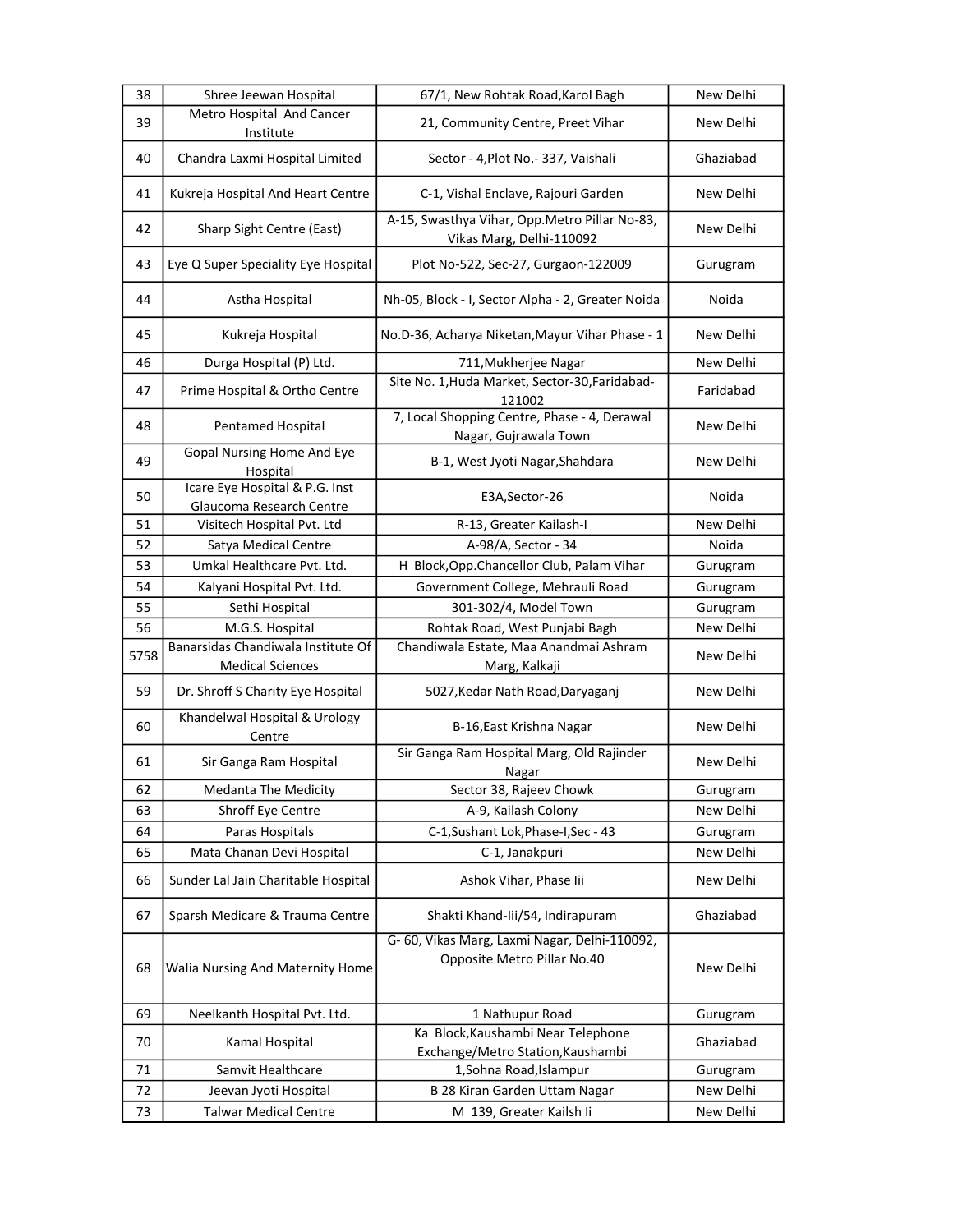| 38 | Shree Jeewan Hospital | 67/1, New Rohtak Road,Karol Bagh | New Delhi |
|---|---|---|---|
| 39 | Metro Hospital And Cancer Institute | 21, Community Centre, Preet Vihar | New Delhi |
| 40 | Chandra Laxmi Hospital Limited | Sector - 4,Plot No.- 337, Vaishali | Ghaziabad |
| 41 | Kukreja Hospital And Heart Centre | C-1, Vishal Enclave, Rajouri Garden | New Delhi |
| 42 | Sharp Sight Centre (East) | A-15, Swasthya Vihar, Opp.Metro Pillar No-83, Vikas Marg, Delhi-110092 | New Delhi |
| 43 | Eye Q Super Speciality Eye Hospital | Plot No-522, Sec-27, Gurgaon-122009 | Gurugram |
| 44 | Astha Hospital | Nh-05, Block - I, Sector Alpha - 2, Greater Noida | Noida |
| 45 | Kukreja Hospital | No.D-36, Acharya Niketan,Mayur Vihar Phase - 1 | New Delhi |
| 46 | Durga Hospital (P) Ltd. | 711,Mukherjee Nagar | New Delhi |
| 47 | Prime Hospital & Ortho Centre | Site No. 1,Huda Market, Sector-30,Faridabad-121002 | Faridabad |
| 48 | Pentamed Hospital | 7, Local Shopping Centre, Phase - 4, Derawal Nagar, Gujrawala Town | New Delhi |
| 49 | Gopal Nursing Home And Eye Hospital | B-1, West Jyoti Nagar,Shahdara | New Delhi |
| 50 | Icare Eye Hospital & P.G. Inst Glaucoma Research Centre | E3A,Sector-26 | Noida |
| 51 | Visitech Hospital Pvt. Ltd | R-13, Greater Kailash-I | New Delhi |
| 52 | Satya Medical Centre | A-98/A, Sector - 34 | Noida |
| 53 | Umkal Healthcare Pvt. Ltd. | H Block,Opp.Chancellor Club, Palam Vihar | Gurugram |
| 54 | Kalyani Hospital Pvt. Ltd. | Government College, Mehrauli Road | Gurugram |
| 55 | Sethi Hospital | 301-302/4, Model Town | Gurugram |
| 56 | M.G.S. Hospital | Rohtak Road, West Punjabi Bagh | New Delhi |
| 5758 | Banarsidas Chandiwala Institute Of Medical Sciences | Chandiwala Estate, Maa Anandmai Ashram Marg, Kalkaji | New Delhi |
| 59 | Dr. Shroff S Charity Eye Hospital | 5027,Kedar Nath Road,Daryaganj | New Delhi |
| 60 | Khandelwal Hospital & Urology Centre | B-16,East Krishna Nagar | New Delhi |
| 61 | Sir Ganga Ram Hospital | Sir Ganga Ram Hospital Marg, Old Rajinder Nagar | New Delhi |
| 62 | Medanta The Medicity | Sector 38, Rajeev Chowk | Gurugram |
| 63 | Shroff Eye Centre | A-9, Kailash Colony | New Delhi |
| 64 | Paras Hospitals | C-1,Sushant Lok,Phase-I,Sec - 43 | Gurugram |
| 65 | Mata Chanan Devi Hospital | C-1, Janakpuri | New Delhi |
| 66 | Sunder Lal Jain Charitable Hospital | Ashok Vihar, Phase Iii | New Delhi |
| 67 | Sparsh Medicare & Trauma Centre | Shakti Khand-Iii/54, Indirapuram | Ghaziabad |
| 68 | Walia Nursing And Maternity Home | G- 60, Vikas Marg, Laxmi Nagar, Delhi-110092, Opposite Metro Pillar No.40 | New Delhi |
| 69 | Neelkanth Hospital Pvt. Ltd. | 1 Nathupur Road | Gurugram |
| 70 | Kamal Hospital | Ka Block,Kaushambi Near Telephone Exchange/Metro Station,Kaushambi | Ghaziabad |
| 71 | Samvit Healthcare | 1,Sohna Road,Islampur | Gurugram |
| 72 | Jeevan Jyoti Hospital | B 28 Kiran Garden Uttam Nagar | New Delhi |
| 73 | Talwar Medical Centre | M 139, Greater Kailsh Ii | New Delhi |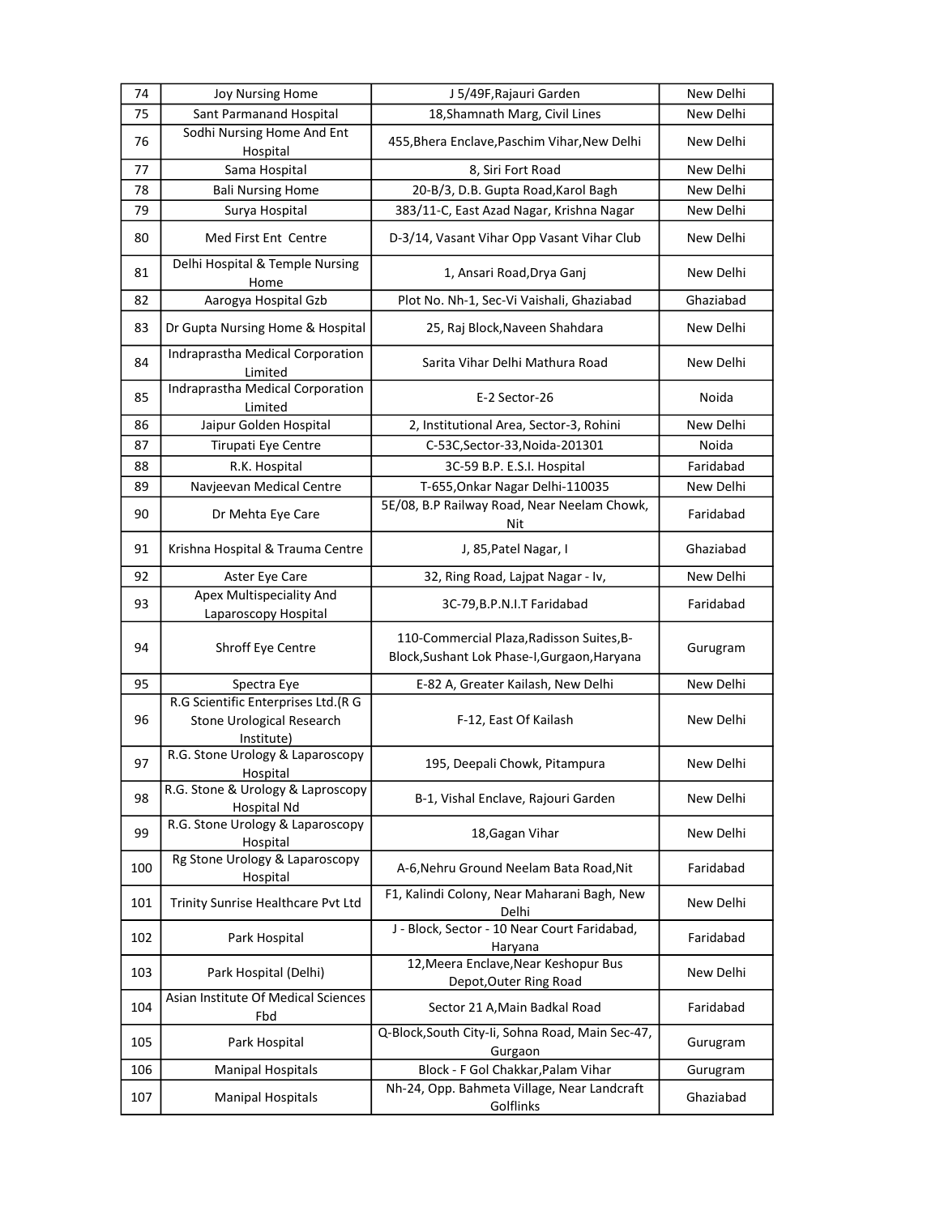| 74 | Joy Nursing Home | J 5/49F,Rajauri Garden | New Delhi |
|---|---|---|---|
| 75 | Sant Parmanand Hospital | 18,Shamnath Marg, Civil Lines | New Delhi |
| 76 | Sodhi Nursing Home And Ent Hospital | 455,Bhera Enclave,Paschim Vihar,New Delhi | New Delhi |
| 77 | Sama Hospital | 8, Siri Fort Road | New Delhi |
| 78 | Bali Nursing Home | 20-B/3, D.B. Gupta Road,Karol Bagh | New Delhi |
| 79 | Surya Hospital | 383/11-C, East Azad Nagar, Krishna Nagar | New Delhi |
| 80 | Med First Ent Centre | D-3/14, Vasant Vihar Opp Vasant Vihar Club | New Delhi |
| 81 | Delhi Hospital & Temple Nursing Home | 1, Ansari Road,Drya Ganj | New Delhi |
| 82 | Aarogya Hospital Gzb | Plot No. Nh-1, Sec-Vi Vaishali, Ghaziabad | Ghaziabad |
| 83 | Dr Gupta Nursing Home & Hospital | 25, Raj Block,Naveen Shahdara | New Delhi |
| 84 | Indraprastha Medical Corporation Limited | Sarita Vihar Delhi Mathura Road | New Delhi |
| 85 | Indraprastha Medical Corporation Limited | E-2 Sector-26 | Noida |
| 86 | Jaipur Golden Hospital | 2, Institutional Area, Sector-3, Rohini | New Delhi |
| 87 | Tirupati Eye Centre | C-53C,Sector-33,Noida-201301 | Noida |
| 88 | R.K. Hospital | 3C-59 B.P. E.S.I. Hospital | Faridabad |
| 89 | Navjeevan Medical Centre | T-655,Onkar Nagar Delhi-110035 | New Delhi |
| 90 | Dr Mehta Eye Care | 5E/08, B.P Railway Road, Near Neelam Chowk, Nit | Faridabad |
| 91 | Krishna Hospital & Trauma Centre | J, 85,Patel Nagar, I | Ghaziabad |
| 92 | Aster Eye Care | 32, Ring Road, Lajpat Nagar - Iv, | New Delhi |
| 93 | Apex Multispeciality And Laparoscopy Hospital | 3C-79,B.P.N.I.T Faridabad | Faridabad |
| 94 | Shroff Eye Centre | 110-Commercial Plaza,Radisson Suites,B-Block,Sushant Lok Phase-I,Gurgaon,Haryana | Gurugram |
| 95 | Spectra Eye | E-82 A, Greater Kailash, New Delhi | New Delhi |
| 96 | R.G Scientific Enterprises Ltd.(R G Stone Urological Research Institute) | F-12, East Of Kailash | New Delhi |
| 97 | R.G. Stone Urology & Laparoscopy Hospital | 195, Deepali Chowk, Pitampura | New Delhi |
| 98 | R.G. Stone & Urology & Laproscopy Hospital Nd | B-1, Vishal Enclave, Rajouri Garden | New Delhi |
| 99 | R.G. Stone Urology & Laparoscopy Hospital | 18,Gagan Vihar | New Delhi |
| 100 | Rg Stone Urology & Laparoscopy Hospital | A-6,Nehru Ground Neelam Bata Road,Nit | Faridabad |
| 101 | Trinity Sunrise Healthcare Pvt Ltd | F1, Kalindi Colony, Near Maharani Bagh, New Delhi | New Delhi |
| 102 | Park Hospital | J - Block, Sector - 10 Near Court Faridabad, Haryana | Faridabad |
| 103 | Park Hospital (Delhi) | 12,Meera Enclave,Near Keshopur Bus Depot,Outer Ring Road | New Delhi |
| 104 | Asian Institute Of Medical Sciences Fbd | Sector 21 A,Main Badkal Road | Faridabad |
| 105 | Park Hospital | Q-Block,South City-Ii, Sohna Road, Main Sec-47, Gurgaon | Gurugram |
| 106 | Manipal Hospitals | Block - F Gol Chakkar,Palam Vihar | Gurugram |
| 107 | Manipal Hospitals | Nh-24, Opp. Bahmeta Village, Near Landcraft Golflinks | Ghaziabad |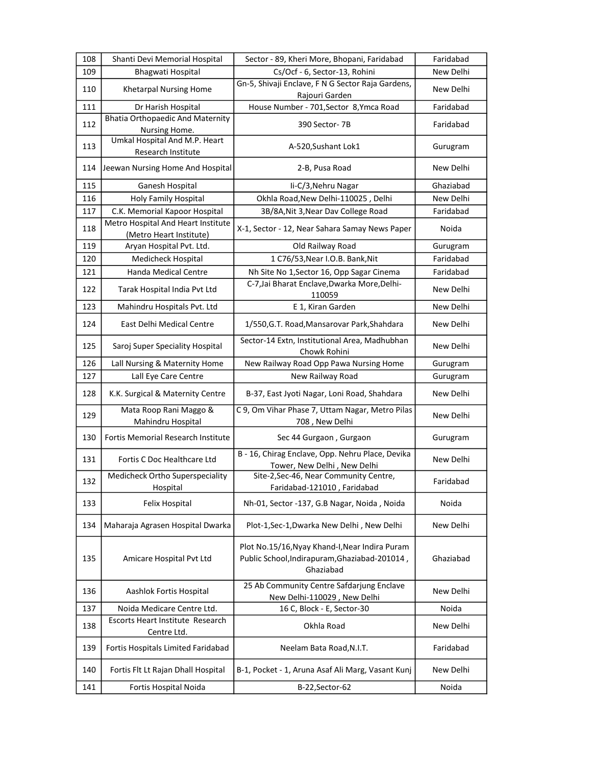| 108 | Shanti Devi Memorial Hospital | Sector - 89, Kheri More, Bhopani, Faridabad | Faridabad |
|---|---|---|---|
| 109 | Bhagwati Hospital | Cs/Ocf - 6, Sector-13, Rohini | New Delhi |
| 110 | Khetarpal Nursing Home | Gn-5, Shivaji Enclave, F N G Sector Raja Gardens, Rajouri Garden | New Delhi |
| 111 | Dr Harish Hospital | House Number - 701,Sector 8,Ymca Road | Faridabad |
| 112 | Bhatia Orthopaedic And Maternity Nursing Home. | 390 Sector- 7B | Faridabad |
| 113 | Umkal Hospital And M.P. Heart Research Institute | A-520,Sushant Lok1 | Gurugram |
| 114 | Jeewan Nursing Home And Hospital | 2-B, Pusa Road | New Delhi |
| 115 | Ganesh Hospital | Ii-C/3,Nehru Nagar | Ghaziabad |
| 116 | Holy Family Hospital | Okhla Road,New Delhi-110025 , Delhi | New Delhi |
| 117 | C.K. Memorial Kapoor Hospital | 3B/8A,Nit 3,Near Dav College Road | Faridabad |
| 118 | Metro Hospital And Heart Institute (Metro Heart Institute) | X-1, Sector - 12, Near Sahara Samay News Paper | Noida |
| 119 | Aryan Hospital Pvt. Ltd. | Old Railway Road | Gurugram |
| 120 | Medicheck Hospital | 1 C76/53,Near I.O.B. Bank,Nit | Faridabad |
| 121 | Handa Medical Centre | Nh Site No 1,Sector 16, Opp Sagar Cinema | Faridabad |
| 122 | Tarak Hospital India Pvt Ltd | C-7,Jai Bharat Enclave,Dwarka More,Delhi-110059 | New Delhi |
| 123 | Mahindru Hospitals Pvt. Ltd | E 1, Kiran Garden | New Delhi |
| 124 | East Delhi Medical Centre | 1/550,G.T. Road,Mansarovar Park,Shahdara | New Delhi |
| 125 | Saroj Super Speciality Hospital | Sector-14 Extn, Institutional Area, Madhubhan Chowk Rohini | New Delhi |
| 126 | Lall Nursing & Maternity Home | New Railway Road Opp Pawa Nursing Home | Gurugram |
| 127 | Lall Eye Care Centre | New Railway Road | Gurugram |
| 128 | K.K. Surgical & Maternity Centre | B-37, East Jyoti Nagar, Loni Road, Shahdara | New Delhi |
| 129 | Mata Roop Rani Maggo & Mahindru Hospital | C 9, Om Vihar Phase 7, Uttam Nagar, Metro Pilas 708 , New Delhi | New Delhi |
| 130 | Fortis Memorial Research Institute | Sec 44 Gurgaon , Gurgaon | Gurugram |
| 131 | Fortis C Doc Healthcare Ltd | B - 16, Chirag Enclave, Opp. Nehru Place, Devika Tower, New Delhi , New Delhi | New Delhi |
| 132 | Medicheck Ortho Superspeciality Hospital | Site-2,Sec-46, Near Community Centre, Faridabad-121010 , Faridabad | Faridabad |
| 133 | Felix Hospital | Nh-01, Sector -137, G.B Nagar, Noida , Noida | Noida |
| 134 | Maharaja Agrasen Hospital Dwarka | Plot-1,Sec-1,Dwarka New Delhi , New Delhi | New Delhi |
| 135 | Amicare Hospital Pvt Ltd | Plot No.15/16,Nyay Khand-I,Near Indira Puram Public School,Indirapuram,Ghaziabad-201014 , Ghaziabad | Ghaziabad |
| 136 | Aashlok Fortis Hospital | 25 Ab Community Centre Safdarjung Enclave New Delhi-110029 , New Delhi | New Delhi |
| 137 | Noida Medicare Centre Ltd. | 16 C, Block - E, Sector-30 | Noida |
| 138 | Escorts Heart Institute Research Centre Ltd. | Okhla Road | New Delhi |
| 139 | Fortis Hospitals Limited Faridabad | Neelam Bata Road,N.I.T. | Faridabad |
| 140 | Fortis Flt Lt Rajan Dhall Hospital | B-1, Pocket - 1, Aruna Asaf Ali Marg, Vasant Kunj | New Delhi |
| 141 | Fortis Hospital Noida | B-22,Sector-62 | Noida |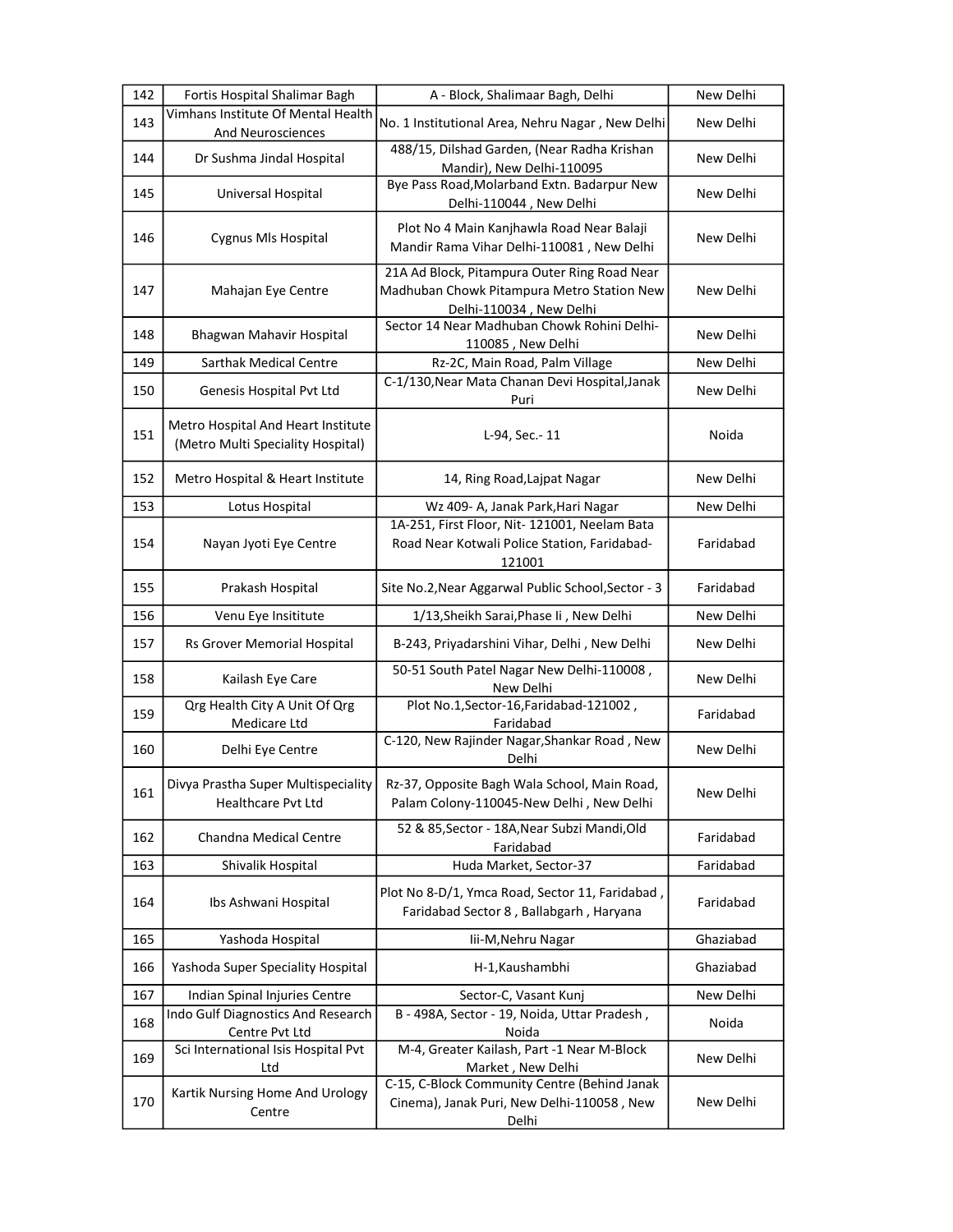| 142 | Fortis Hospital Shalimar Bagh | A - Block, Shalimaar Bagh, Delhi | New Delhi |
|---|---|---|---|
| 143 | Vimhans Institute Of Mental Health And Neurosciences | No. 1 Institutional Area, Nehru Nagar , New Delhi | New Delhi |
| 144 | Dr Sushma Jindal Hospital | 488/15, Dilshad Garden, (Near Radha Krishan Mandir), New Delhi-110095 | New Delhi |
| 145 | Universal Hospital | Bye Pass Road,Molarband Extn. Badarpur New Delhi-110044 , New Delhi | New Delhi |
| 146 | Cygnus Mls Hospital | Plot No 4 Main Kanjhawla Road Near Balaji Mandir Rama Vihar Delhi-110081 , New Delhi | New Delhi |
| 147 | Mahajan Eye Centre | 21A Ad Block, Pitampura Outer Ring Road Near Madhuban Chowk Pitampura Metro Station New Delhi-110034 , New Delhi | New Delhi |
| 148 | Bhagwan Mahavir Hospital | Sector 14 Near Madhuban Chowk Rohini Delhi-110085 , New Delhi | New Delhi |
| 149 | Sarthak Medical Centre | Rz-2C, Main Road, Palm Village | New Delhi |
| 150 | Genesis Hospital Pvt Ltd | C-1/130,Near Mata Chanan Devi Hospital,Janak Puri | New Delhi |
| 151 | Metro Hospital And Heart Institute (Metro Multi Speciality Hospital) | L-94, Sec.- 11 | Noida |
| 152 | Metro Hospital & Heart Institute | 14, Ring Road,Lajpat Nagar | New Delhi |
| 153 | Lotus Hospital | Wz 409- A, Janak Park,Hari Nagar | New Delhi |
| 154 | Nayan Jyoti Eye Centre | 1A-251, First Floor, Nit- 121001, Neelam Bata Road Near Kotwali Police Station, Faridabad-121001 | Faridabad |
| 155 | Prakash Hospital | Site No.2,Near Aggarwal Public School,Sector - 3 | Faridabad |
| 156 | Venu Eye Insititute | 1/13,Sheikh Sarai,Phase Ii , New Delhi | New Delhi |
| 157 | Rs Grover Memorial Hospital | B-243, Priyadarshini Vihar, Delhi , New Delhi | New Delhi |
| 158 | Kailash Eye Care | 50-51 South Patel Nagar New Delhi-110008 , New Delhi | New Delhi |
| 159 | Qrg Health City A Unit Of Qrg Medicare Ltd | Plot No.1,Sector-16,Faridabad-121002 , Faridabad | Faridabad |
| 160 | Delhi Eye Centre | C-120, New Rajinder Nagar,Shankar Road , New Delhi | New Delhi |
| 161 | Divya Prastha Super Multispeciality Healthcare Pvt Ltd | Rz-37, Opposite Bagh Wala School, Main Road, Palam Colony-110045-New Delhi , New Delhi | New Delhi |
| 162 | Chandna Medical Centre | 52 & 85,Sector - 18A,Near Subzi Mandi,Old Faridabad | Faridabad |
| 163 | Shivalik Hospital | Huda Market, Sector-37 | Faridabad |
| 164 | Ibs Ashwani Hospital | Plot No 8-D/1, Ymca Road, Sector 11, Faridabad , Faridabad Sector 8 , Ballabgarh , Haryana | Faridabad |
| 165 | Yashoda Hospital | Iii-M,Nehru Nagar | Ghaziabad |
| 166 | Yashoda Super Speciality Hospital | H-1,Kaushambhi | Ghaziabad |
| 167 | Indian Spinal Injuries Centre | Sector-C, Vasant Kunj | New Delhi |
| 168 | Indo Gulf Diagnostics And Research Centre Pvt Ltd | B - 498A, Sector - 19, Noida, Uttar Pradesh , Noida | Noida |
| 169 | Sci International Isis Hospital Pvt Ltd | M-4, Greater Kailash, Part -1 Near M-Block Market , New Delhi | New Delhi |
| 170 | Kartik Nursing Home And Urology Centre | C-15, C-Block Community Centre (Behind Janak Cinema), Janak Puri, New Delhi-110058 , New Delhi | New Delhi |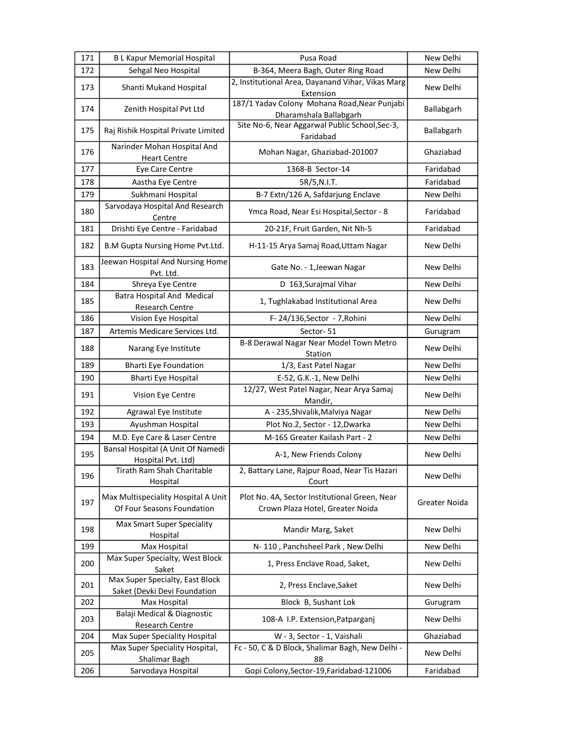| 171 | B L Kapur Memorial Hospital | Pusa Road | New Delhi |
|---|---|---|---|
| 172 | Sehgal Neo Hospital | B-364, Meera Bagh, Outer Ring Road | New Delhi |
| 173 | Shanti Mukand Hospital | 2, Institutional Area, Dayanand Vihar, Vikas Marg Extension | New Delhi |
| 174 | Zenith Hospital Pvt Ltd | 187/1 Yadav Colony Mohana Road,Near Punjabi Dharamshala Ballabgarh | Ballabgarh |
| 175 | Raj Rishik Hospital Private Limited | Site No-6, Near Aggarwal Public School,Sec-3, Faridabad | Ballabgarh |
| 176 | Narinder Mohan Hospital And Heart Centre | Mohan Nagar, Ghaziabad-201007 | Ghaziabad |
| 177 | Eye Care Centre | 1368-B Sector-14 | Faridabad |
| 178 | Aastha Eye Centre | 5R/5,N.I.T. | Faridabad |
| 179 | Sukhmani Hospital | B-7 Extn/126 A, Safdarjung Enclave | New Delhi |
| 180 | Sarvodaya Hospital And Research Centre | Ymca Road, Near Esi Hospital,Sector - 8 | Faridabad |
| 181 | Drishti Eye Centre - Faridabad | 20-21F, Fruit Garden, Nit Nh-5 | Faridabad |
| 182 | B.M Gupta Nursing Home Pvt.Ltd. | H-11-15 Arya Samaj Road,Uttam Nagar | New Delhi |
| 183 | Jeewan Hospital And Nursing Home Pvt. Ltd. | Gate No. - 1,Jeewan Nagar | New Delhi |
| 184 | Shreya Eye Centre | D 163,Surajmal Vihar | New Delhi |
| 185 | Batra Hospital And Medical Research Centre | 1, Tughlakabad Institutional Area | New Delhi |
| 186 | Vision Eye Hospital | F- 24/136,Sector - 7,Rohini | New Delhi |
| 187 | Artemis Medicare Services Ltd. | Sector- 51 | Gurugram |
| 188 | Narang Eye Institute | B-8 Derawal Nagar Near Model Town Metro Station | New Delhi |
| 189 | Bharti Eye Foundation | 1/3, East Patel Nagar | New Delhi |
| 190 | Bharti Eye Hospital | E-52, G.K.-1, New Delhi | New Delhi |
| 191 | Vision Eye Centre | 12/27, West Patel Nagar, Near Arya Samaj Mandir, | New Delhi |
| 192 | Agrawal Eye Institute | A - 235,Shivalik,Malviya Nagar | New Delhi |
| 193 | Ayushman Hospital | Plot No.2, Sector - 12,Dwarka | New Delhi |
| 194 | M.D. Eye Care & Laser Centre | M-165 Greater Kailash Part - 2 | New Delhi |
| 195 | Bansal Hospital (A Unit Of Namedi Hospital Pvt. Ltd) | A-1, New Friends Colony | New Delhi |
| 196 | Tirath Ram Shah Charitable Hospital | 2, Battary Lane, Rajpur Road, Near Tis Hazari Court | New Delhi |
| 197 | Max Multispeciality Hospital A Unit Of Four Seasons Foundation | Plot No. 4A, Sector Institutional Green, Near Crown Plaza Hotel, Greater Noida | Greater Noida |
| 198 | Max Smart Super Speciality Hospital | Mandir Marg, Saket | New Delhi |
| 199 | Max Hospital | N- 110 , Panchsheel Park , New Delhi | New Delhi |
| 200 | Max Super Specialty, West Block Saket | 1, Press Enclave Road, Saket, | New Delhi |
| 201 | Max Super Specialty, East Block Saket (Devki Devi Foundation | 2, Press Enclave,Saket | New Delhi |
| 202 | Max Hospital | Block B, Sushant Lok | Gurugram |
| 203 | Balaji Medical & Diagnostic Research Centre | 108-A I.P. Extension,Patparganj | New Delhi |
| 204 | Max Super Speciality Hospital | W - 3, Sector - 1, Vaishali | Ghaziabad |
| 205 | Max Super Speciality Hospital, Shalimar Bagh | Fc - 50, C & D Block, Shalimar Bagh, New Delhi - 88 | New Delhi |
| 206 | Sarvodaya Hospital | Gopi Colony,Sector-19,Faridabad-121006 | Faridabad |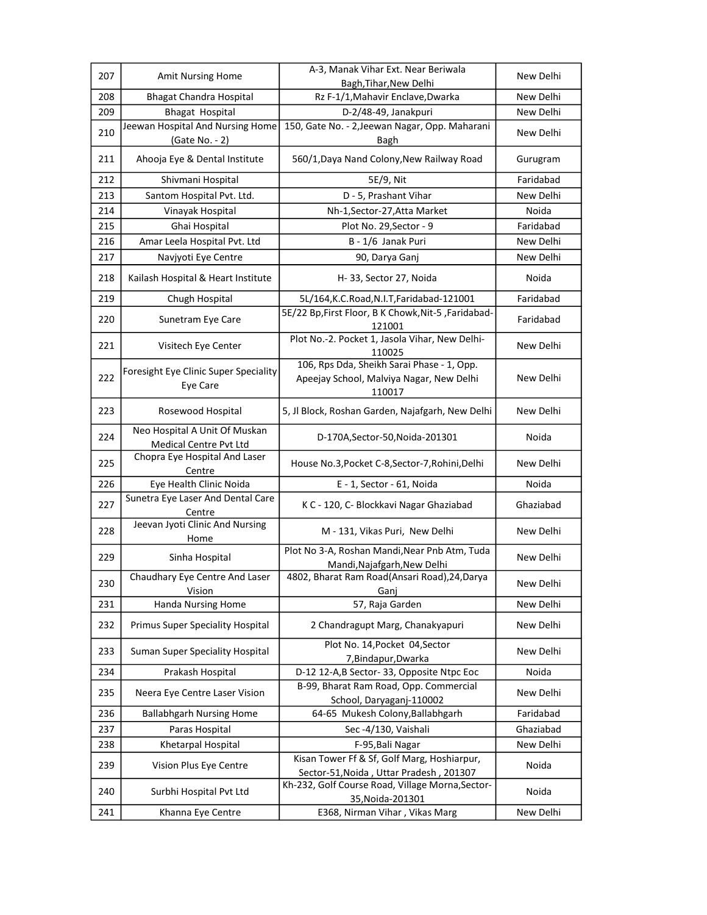| 207 | Amit Nursing Home | A-3, Manak Vihar Ext. Near Beriwala Bagh,Tihar,New Delhi | New Delhi |
|---|---|---|---|
| 208 | Bhagat Chandra Hospital | Rz F-1/1,Mahavir Enclave,Dwarka | New Delhi |
| 209 | Bhagat  Hospital | D-2/48-49, Janakpuri | New Delhi |
| 210 | Jeewan Hospital And Nursing Home (Gate No. - 2) | 150, Gate No. - 2,Jeewan Nagar, Opp. Maharani Bagh | New Delhi |
| 211 | Ahooja Eye & Dental Institute | 560/1,Daya Nand Colony,New Railway Road | Gurugram |
| 212 | Shivmani Hospital | 5E/9, Nit | Faridabad |
| 213 | Santom Hospital Pvt. Ltd. | D - 5, Prashant Vihar | New Delhi |
| 214 | Vinayak Hospital | Nh-1,Sector-27,Atta Market | Noida |
| 215 | Ghai Hospital | Plot No. 29,Sector - 9 | Faridabad |
| 216 | Amar Leela Hospital Pvt. Ltd | B - 1/6  Janak Puri | New Delhi |
| 217 | Navjyoti Eye Centre | 90, Darya Ganj | New Delhi |
| 218 | Kailash Hospital & Heart Institute | H- 33, Sector 27, Noida | Noida |
| 219 | Chugh Hospital | 5L/164,K.C.Road,N.I.T,Faridabad-121001 | Faridabad |
| 220 | Sunetram Eye Care | 5E/22 Bp,First Floor, B K Chowk,Nit-5 ,Faridabad-121001 | Faridabad |
| 221 | Visitech Eye Center | Plot No.-2. Pocket 1, Jasola Vihar, New Delhi-110025 | New Delhi |
| 222 | Foresight Eye Clinic Super Speciality Eye Care | 106, Rps Dda, Sheikh Sarai Phase - 1, Opp. Apeejay School, Malviya Nagar, New Delhi 110017 | New Delhi |
| 223 | Rosewood Hospital | 5, Jl Block, Roshan Garden, Najafgarh, New Delhi | New Delhi |
| 224 | Neo Hospital A Unit Of Muskan Medical Centre Pvt Ltd | D-170A,Sector-50,Noida-201301 | Noida |
| 225 | Chopra Eye Hospital And Laser Centre | House No.3,Pocket C-8,Sector-7,Rohini,Delhi | New Delhi |
| 226 | Eye Health Clinic Noida | E - 1, Sector - 61, Noida | Noida |
| 227 | Sunetra Eye Laser And Dental Care Centre | K C - 120, C- Blockkavi Nagar Ghaziabad | Ghaziabad |
| 228 | Jeevan Jyoti Clinic And Nursing Home | M - 131, Vikas Puri,  New Delhi | New Delhi |
| 229 | Sinha Hospital | Plot No 3-A, Roshan Mandi,Near Pnb Atm, Tuda Mandi,Najafgarh,New Delhi | New Delhi |
| 230 | Chaudhary Eye Centre And Laser Vision | 4802, Bharat Ram Road(Ansari Road),24,Darya Ganj | New Delhi |
| 231 | Handa Nursing Home | 57, Raja Garden | New Delhi |
| 232 | Primus Super Speciality Hospital | 2 Chandragupt Marg, Chanakyapuri | New Delhi |
| 233 | Suman Super Speciality Hospital | Plot No. 14,Pocket  04,Sector 7,Bindapur,Dwarka | New Delhi |
| 234 | Prakash Hospital | D-12 12-A,B Sector- 33, Opposite Ntpc Eoc | Noida |
| 235 | Neera Eye Centre Laser Vision | B-99, Bharat Ram Road, Opp. Commercial School, Daryaganj-110002 | New Delhi |
| 236 | Ballabhgarh Nursing Home | 64-65  Mukesh Colony,Ballabhgarh | Faridabad |
| 237 | Paras Hospital | Sec -4/130, Vaishali | Ghaziabad |
| 238 | Khetarpal Hospital | F-95,Bali Nagar | New Delhi |
| 239 | Vision Plus Eye Centre | Kisan Tower Ff & Sf, Golf Marg, Hoshiarpur, Sector-51,Noida , Uttar Pradesh , 201307 | Noida |
| 240 | Surbhi Hospital Pvt Ltd | Kh-232, Golf Course Road, Village Morna,Sector-35,Noida-201301 | Noida |
| 241 | Khanna Eye Centre | E368, Nirman Vihar , Vikas Marg | New Delhi |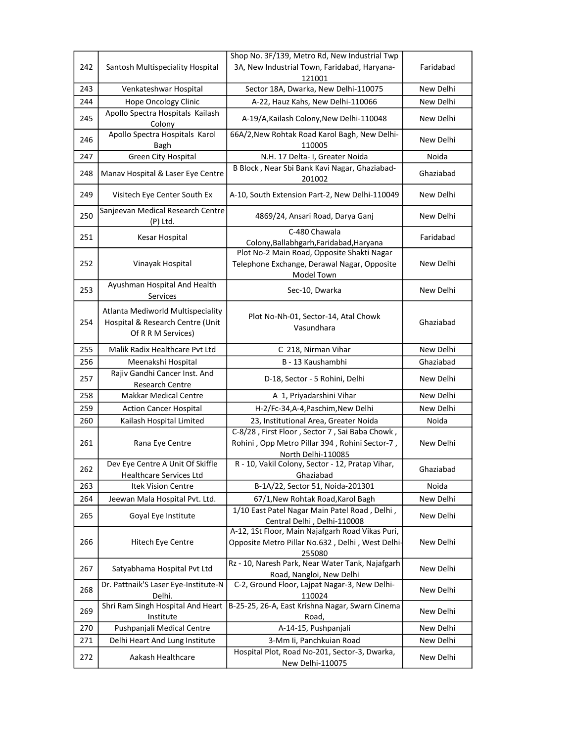| 242 | Santosh Multispeciality Hospital | Shop No. 3F/139, Metro Rd, New Industrial Twp 3A, New Industrial Town, Faridabad, Haryana-121001 | Faridabad |
|---|---|---|---|
| 243 | Venkateshwar Hospital | Sector 18A, Dwarka, New Delhi-110075 | New Delhi |
| 244 | Hope Oncology Clinic | A-22, Hauz Kahs, New Delhi-110066 | New Delhi |
| 245 | Apollo Spectra Hospitals Kailash Colony | A-19/A,Kailash Colony,New Delhi-110048 | New Delhi |
| 246 | Apollo Spectra Hospitals Karol Bagh | 66A/2,New Rohtak Road Karol Bagh, New Delhi-110005 | New Delhi |
| 247 | Green City Hospital | N.H. 17 Delta- I, Greater Noida | Noida |
| 248 | Manav Hospital & Laser Eye Centre | B Block , Near Sbi Bank Kavi Nagar, Ghaziabad-201002 | Ghaziabad |
| 249 | Visitech Eye Center South Ex | A-10, South Extension Part-2, New Delhi-110049 | New Delhi |
| 250 | Sanjeevan Medical Research Centre (P) Ltd. | 4869/24, Ansari Road, Darya Ganj | New Delhi |
| 251 | Kesar Hospital | C-480 Chawala Colony,Ballabhgarh,Faridabad,Haryana | Faridabad |
| 252 | Vinayak Hospital | Plot No-2 Main Road, Opposite Shakti Nagar Telephone Exchange, Derawal Nagar, Opposite Model Town | New Delhi |
| 253 | Ayushman Hospital And Health Services | Sec-10, Dwarka | New Delhi |
| 254 | Atlanta Mediworld Multispeciality Hospital & Research Centre (Unit Of R R M Services) | Plot No-Nh-01, Sector-14, Atal Chowk Vasundhara | Ghaziabad |
| 255 | Malik Radix Healthcare Pvt Ltd | C 218, Nirman Vihar | New Delhi |
| 256 | Meenakshi Hospital | B - 13 Kaushambhi | Ghaziabad |
| 257 | Rajiv Gandhi Cancer Inst. And Research Centre | D-18, Sector - 5 Rohini, Delhi | New Delhi |
| 258 | Makkar Medical Centre | A 1, Priyadarshini Vihar | New Delhi |
| 259 | Action Cancer Hospital | H-2/Fc-34,A-4,Paschim,New Delhi | New Delhi |
| 260 | Kailash Hospital Limited | 23, Institutional Area, Greater Noida | Noida |
| 261 | Rana Eye Centre | C-8/28 , First Floor , Sector 7 , Sai Baba Chowk , Rohini , Opp Metro Pillar 394 , Rohini Sector-7 , North Delhi-110085 | New Delhi |
| 262 | Dev Eye Centre A Unit Of Skiffle Healthcare Services Ltd | R - 10, Vakil Colony, Sector - 12, Pratap Vihar, Ghaziabad | Ghaziabad |
| 263 | Itek Vision Centre | B-1A/22, Sector 51, Noida-201301 | Noida |
| 264 | Jeewan Mala Hospital Pvt. Ltd. | 67/1,New Rohtak Road,Karol Bagh | New Delhi |
| 265 | Goyal Eye Institute | 1/10 East Patel Nagar Main Patel Road , Delhi , Central Delhi , Delhi-110008 | New Delhi |
| 266 | Hitech Eye Centre | A-12, 1St Floor, Main Najafgarh Road Vikas Puri, Opposite Metro Pillar No.632 , Delhi , West Delhi-255080 | New Delhi |
| 267 | Satyabhama Hospital Pvt Ltd | Rz - 10, Naresh Park, Near Water Tank, Najafgarh Road, Nangloi, New Delhi | New Delhi |
| 268 | Dr. Pattnaik'S Laser Eye-Institute-N Delhi. | C-2, Ground Floor, Lajpat Nagar-3, New Delhi-110024 | New Delhi |
| 269 | Shri Ram Singh Hospital And Heart Institute | B-25-25, 26-A, East Krishna Nagar, Swarn Cinema Road, | New Delhi |
| 270 | Pushpanjali Medical Centre | A-14-15, Pushpanjali | New Delhi |
| 271 | Delhi Heart And Lung Institute | 3-Mm Ii, Panchkuian Road | New Delhi |
| 272 | Aakash Healthcare | Hospital Plot, Road No-201, Sector-3, Dwarka, New Delhi-110075 | New Delhi |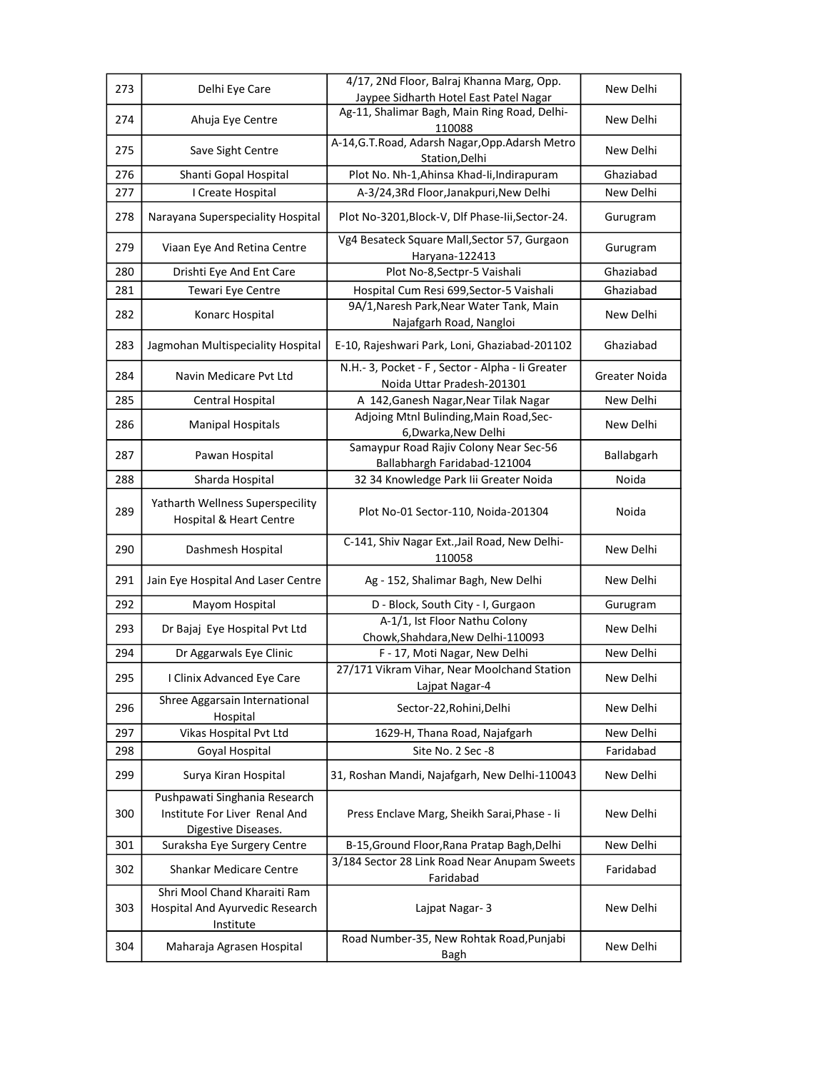| 273 | Delhi Eye Care | 4/17, 2Nd Floor, Balraj Khanna Marg, Opp. Jaypee Sidharth Hotel East Patel Nagar | New Delhi |
|---|---|---|---|
| 274 | Ahuja Eye Centre | Ag-11, Shalimar Bagh, Main Ring Road, Delhi-110088 | New Delhi |
| 275 | Save Sight Centre | A-14,G.T.Road, Adarsh Nagar,Opp.Adarsh Metro Station,Delhi | New Delhi |
| 276 | Shanti Gopal Hospital | Plot No. Nh-1,Ahinsa Khad-Ii,Indirapuram | Ghaziabad |
| 277 | I Create Hospital | A-3/24,3Rd Floor,Janakpuri,New Delhi | New Delhi |
| 278 | Narayana Superspeciality Hospital | Plot No-3201,Block-V, Dlf Phase-Iii,Sector-24. | Gurugram |
| 279 | Viaan Eye And Retina Centre | Vg4 Besateck Square Mall,Sector 57, Gurgaon Haryana-122413 | Gurugram |
| 280 | Drishti Eye And Ent Care | Plot No-8,Sectpr-5 Vaishali | Ghaziabad |
| 281 | Tewari Eye Centre | Hospital Cum Resi 699,Sector-5 Vaishali | Ghaziabad |
| 282 | Konarc Hospital | 9A/1,Naresh Park,Near Water Tank, Main Najafgarh Road, Nangloi | New Delhi |
| 283 | Jagmohan Multispeciality Hospital | E-10, Rajeshwari Park, Loni, Ghaziabad-201102 | Ghaziabad |
| 284 | Navin Medicare Pvt Ltd | N.H.- 3, Pocket - F , Sector - Alpha - Ii Greater Noida Uttar Pradesh-201301 | Greater Noida |
| 285 | Central Hospital | A 142,Ganesh Nagar,Near Tilak Nagar | New Delhi |
| 286 | Manipal Hospitals | Adjoing Mtnl Bulinding,Main Road,Sec-6,Dwarka,New Delhi | New Delhi |
| 287 | Pawan Hospital | Samaypur Road Rajiv Colony Near Sec-56 Ballabhargh Faridabad-121004 | Ballabgarh |
| 288 | Sharda Hospital | 32 34 Knowledge Park Iii Greater Noida | Noida |
| 289 | Yatharth Wellness Superspecility Hospital & Heart Centre | Plot No-01 Sector-110, Noida-201304 | Noida |
| 290 | Dashmesh Hospital | C-141, Shiv Nagar Ext.,Jail Road, New Delhi-110058 | New Delhi |
| 291 | Jain Eye Hospital And Laser Centre | Ag - 152, Shalimar Bagh, New Delhi | New Delhi |
| 292 | Mayom Hospital | D - Block, South City - I, Gurgaon | Gurugram |
| 293 | Dr Bajaj Eye Hospital Pvt Ltd | A-1/1, Ist Floor Nathu Colony Chowk,Shahdara,New Delhi-110093 | New Delhi |
| 294 | Dr Aggarwals Eye Clinic | F - 17, Moti Nagar, New Delhi | New Delhi |
| 295 | I Clinix Advanced Eye Care | 27/171 Vikram Vihar, Near Moolchand Station Lajpat Nagar-4 | New Delhi |
| 296 | Shree Aggarsain International Hospital | Sector-22,Rohini,Delhi | New Delhi |
| 297 | Vikas Hospital Pvt Ltd | 1629-H, Thana Road, Najafgarh | New Delhi |
| 298 | Goyal Hospital | Site No. 2 Sec -8 | Faridabad |
| 299 | Surya Kiran Hospital | 31, Roshan Mandi, Najafgarh, New Delhi-110043 | New Delhi |
| 300 | Pushpawati Singhania Research Institute For Liver Renal And Digestive Diseases. | Press Enclave Marg, Sheikh Sarai,Phase - Ii | New Delhi |
| 301 | Suraksha Eye Surgery Centre | B-15,Ground Floor,Rana Pratap Bagh,Delhi | New Delhi |
| 302 | Shankar Medicare Centre | 3/184 Sector 28 Link Road Near Anupam Sweets Faridabad | Faridabad |
| 303 | Shri Mool Chand Kharaiti Ram Hospital And Ayurvedic Research Institute | Lajpat Nagar- 3 | New Delhi |
| 304 | Maharaja Agrasen Hospital | Road Number-35, New Rohtak Road,Punjabi Bagh | New Delhi |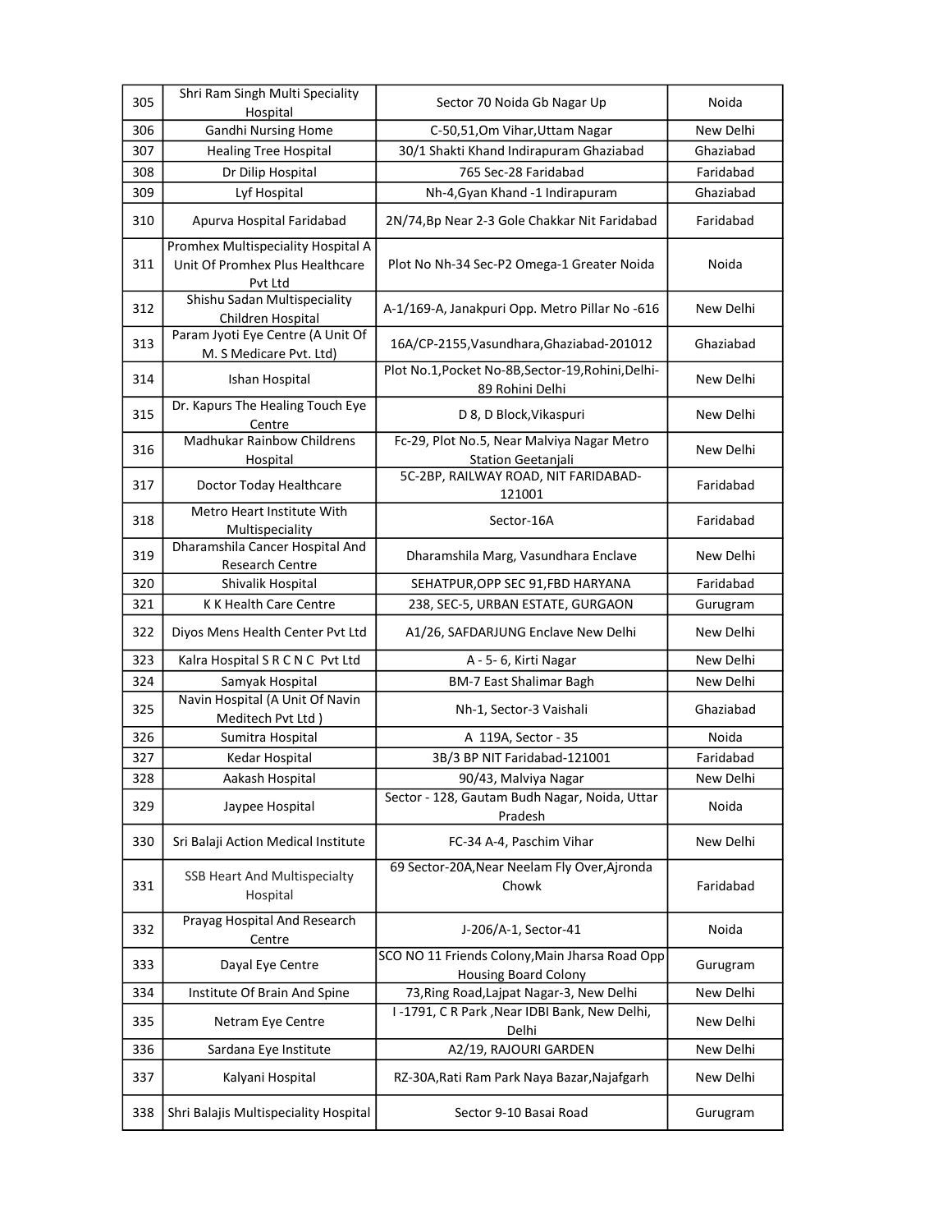| | | | |
|---|---|---|---|
| 305 | Shri Ram Singh Multi Speciality Hospital | Sector 70 Noida Gb Nagar Up | Noida |
| 306 | Gandhi Nursing Home | C-50,51,Om Vihar,Uttam Nagar | New Delhi |
| 307 | Healing Tree Hospital | 30/1 Shakti Khand Indirapuram Ghaziabad | Ghaziabad |
| 308 | Dr Dilip Hospital | 765 Sec-28 Faridabad | Faridabad |
| 309 | Lyf Hospital | Nh-4,Gyan Khand -1 Indirapuram | Ghaziabad |
| 310 | Apurva Hospital Faridabad | 2N/74,Bp Near 2-3 Gole Chakkar Nit Faridabad | Faridabad |
| 311 | Promhex Multispeciality Hospital A Unit Of Promhex Plus Healthcare Pvt Ltd | Plot No Nh-34 Sec-P2 Omega-1 Greater Noida | Noida |
| 312 | Shishu Sadan Multispeciality Children Hospital | A-1/169-A, Janakpuri Opp. Metro Pillar No -616 | New Delhi |
| 313 | Param Jyoti Eye Centre (A Unit Of M. S Medicare Pvt. Ltd) | 16A/CP-2155,Vasundhara,Ghaziabad-201012 | Ghaziabad |
| 314 | Ishan Hospital | Plot No.1,Pocket No-8B,Sector-19,Rohini,Delhi-89 Rohini Delhi | New Delhi |
| 315 | Dr. Kapurs The Healing Touch Eye Centre | D 8, D Block,Vikaspuri | New Delhi |
| 316 | Madhukar Rainbow Childrens Hospital | Fc-29, Plot No.5, Near Malviya Nagar Metro Station Geetanjali | New Delhi |
| 317 | Doctor Today Healthcare | 5C-2BP, RAILWAY ROAD, NIT FARIDABAD-121001 | Faridabad |
| 318 | Metro Heart Institute With Multispeciality | Sector-16A | Faridabad |
| 319 | Dharamshila Cancer Hospital And Research Centre | Dharamshila Marg, Vasundhara Enclave | New Delhi |
| 320 | Shivalik Hospital | SEHATPUR,OPP SEC 91,FBD HARYANA | Faridabad |
| 321 | K K Health Care Centre | 238, SEC-5, URBAN ESTATE, GURGAON | Gurugram |
| 322 | Diyos Mens Health Center Pvt Ltd | A1/26, SAFDARJUNG Enclave New Delhi | New Delhi |
| 323 | Kalra Hospital S R C N C Pvt Ltd | A - 5- 6, Kirti Nagar | New Delhi |
| 324 | Samyak Hospital | BM-7 East Shalimar Bagh | New Delhi |
| 325 | Navin Hospital (A Unit Of Navin Meditech Pvt Ltd ) | Nh-1, Sector-3 Vaishali | Ghaziabad |
| 326 | Sumitra Hospital | A 119A, Sector - 35 | Noida |
| 327 | Kedar Hospital | 3B/3 BP NIT Faridabad-121001 | Faridabad |
| 328 | Aakash Hospital | 90/43, Malviya Nagar | New Delhi |
| 329 | Jaypee Hospital | Sector - 128, Gautam Budh Nagar, Noida, Uttar Pradesh | Noida |
| 330 | Sri Balaji Action Medical Institute | FC-34 A-4, Paschim Vihar | New Delhi |
| 331 | SSB Heart And Multispecialty Hospital | 69 Sector-20A,Near Neelam Fly Over,Ajronda Chowk | Faridabad |
| 332 | Prayag Hospital And Research Centre | J-206/A-1, Sector-41 | Noida |
| 333 | Dayal Eye Centre | SCO NO 11 Friends Colony,Main Jharsa Road Opp Housing Board Colony | Gurugram |
| 334 | Institute Of Brain And Spine | 73,Ring Road,Lajpat Nagar-3, New Delhi | New Delhi |
| 335 | Netram Eye Centre | I -1791, C R Park ,Near IDBI Bank, New Delhi, Delhi | New Delhi |
| 336 | Sardana Eye Institute | A2/19, RAJOURI GARDEN | New Delhi |
| 337 | Kalyani Hospital | RZ-30A,Rati Ram Park Naya Bazar,Najafgarh | New Delhi |
| 338 | Shri Balajis Multispeciality Hospital | Sector 9-10 Basai Road | Gurugram |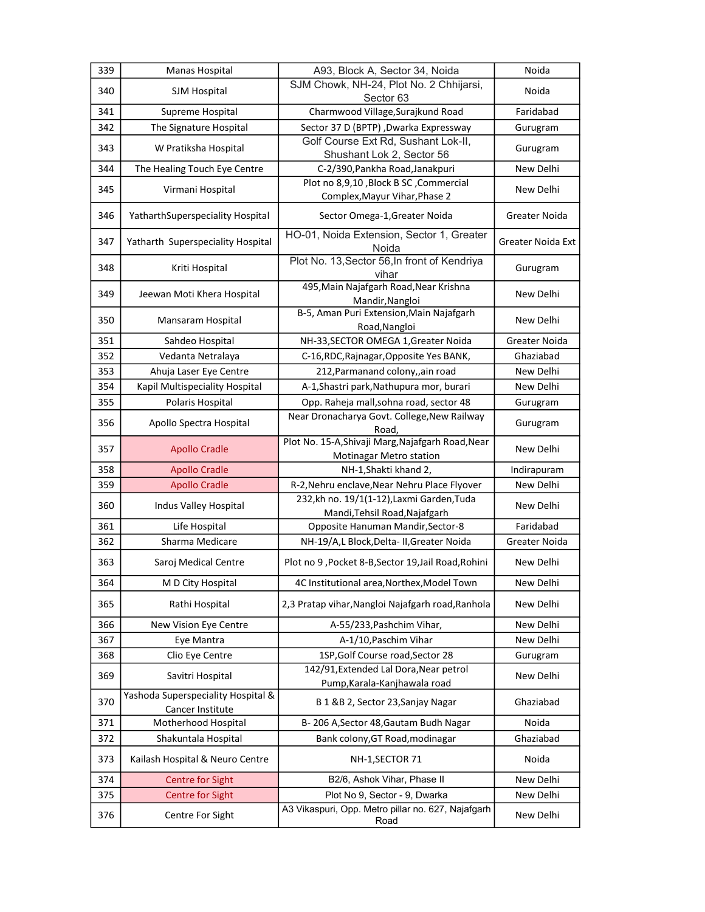| 339 | Manas Hospital | A93, Block A, Sector 34, Noida | Noida |
|---|---|---|---|
| 340 | SJM Hospital | SJM Chowk, NH-24, Plot No. 2 Chhijarsi, Sector 63 | Noida |
| 341 | Supreme Hospital | Charmwood Village,Surajkund Road | Faridabad |
| 342 | The Signature Hospital | Sector 37 D (BPTP) ,Dwarka Expressway | Gurugram |
| 343 | W Pratiksha Hospital | Golf Course Ext Rd, Sushant Lok-II, Shushant Lok 2, Sector 56 | Gurugram |
| 344 | The Healing Touch Eye Centre | C-2/390,Pankha Road,Janakpuri | New Delhi |
| 345 | Virmani Hospital | Plot no 8,9,10 ,Block B SC ,Commercial Complex,Mayur Vihar,Phase 2 | New Delhi |
| 346 | YatharthSuperspeciality Hospital | Sector Omega-1,Greater Noida | Greater Noida |
| 347 | Yatharth Superspeciality Hospital | HO-01, Noida Extension, Sector 1, Greater Noida | Greater Noida Ext |
| 348 | Kriti Hospital | Plot No. 13,Sector 56,In front of Kendriya vihar | Gurugram |
| 349 | Jeewan Moti Khera Hospital | 495,Main Najafgarh Road,Near Krishna Mandir,Nangloi | New Delhi |
| 350 | Mansaram Hospital | B-5, Aman Puri Extension,Main Najafgarh Road,Nangloi | New Delhi |
| 351 | Sahdeo Hospital | NH-33,SECTOR OMEGA 1,Greater Noida | Greater Noida |
| 352 | Vedanta Netralaya | C-16,RDC,Rajnagar,Opposite Yes BANK, | Ghaziabad |
| 353 | Ahuja Laser Eye Centre | 212,Parmanand colony,,ain road | New Delhi |
| 354 | Kapil Multispeciality Hospital | A-1,Shastri park,Nathupura mor, burari | New Delhi |
| 355 | Polaris Hospital | Opp. Raheja mall,sohna road, sector 48 | Gurugram |
| 356 | Apollo Spectra Hospital | Near Dronacharya Govt. College,New Railway Road, | Gurugram |
| 357 | Apollo Cradle | Plot No. 15-A,Shivaji Marg,Najafgarh Road,Near Motinagar Metro station | New Delhi |
| 358 | Apollo Cradle | NH-1,Shakti khand 2, | Indirapuram |
| 359 | Apollo Cradle | R-2,Nehru enclave,Near Nehru Place Flyover | New Delhi |
| 360 | Indus Valley Hospital | 232,kh no. 19/1(1-12),Laxmi Garden,Tuda Mandi,Tehsil Road,Najafgarh | New Delhi |
| 361 | Life Hospital | Opposite Hanuman Mandir,Sector-8 | Faridabad |
| 362 | Sharma Medicare | NH-19/A,L Block,Delta- II,Greater Noida | Greater Noida |
| 363 | Saroj Medical Centre | Plot no 9 ,Pocket 8-B,Sector 19,Jail Road,Rohini | New Delhi |
| 364 | M D City Hospital | 4C Institutional area,Northex,Model Town | New Delhi |
| 365 | Rathi Hospital | 2,3 Pratap vihar,Nangloi Najafgarh road,Ranhola | New Delhi |
| 366 | New Vision Eye Centre | A-55/233,Pashchim Vihar, | New Delhi |
| 367 | Eye Mantra | A-1/10,Paschim Vihar | New Delhi |
| 368 | Clio Eye Centre | 1SP,Golf Course road,Sector 28 | Gurugram |
| 369 | Savitri Hospital | 142/91,Extended Lal Dora,Near petrol Pump,Karala-Kanjhawala road | New Delhi |
| 370 | Yashoda Superspeciality Hospital & Cancer Institute | B 1 &B 2, Sector 23,Sanjay Nagar | Ghaziabad |
| 371 | Motherhood Hospital | B- 206 A,Sector 48,Gautam Budh Nagar | Noida |
| 372 | Shakuntala Hospital | Bank colony,GT Road,modinagar | Ghaziabad |
| 373 | Kailash Hospital & Neuro Centre | NH-1,SECTOR 71 | Noida |
| 374 | Centre for Sight | B2/6, Ashok Vihar, Phase II | New Delhi |
| 375 | Centre for Sight | Plot No 9, Sector - 9, Dwarka | New Delhi |
| 376 | Centre For Sight | A3 Vikaspuri, Opp. Metro pillar no. 627, Najafgarh Road | New Delhi |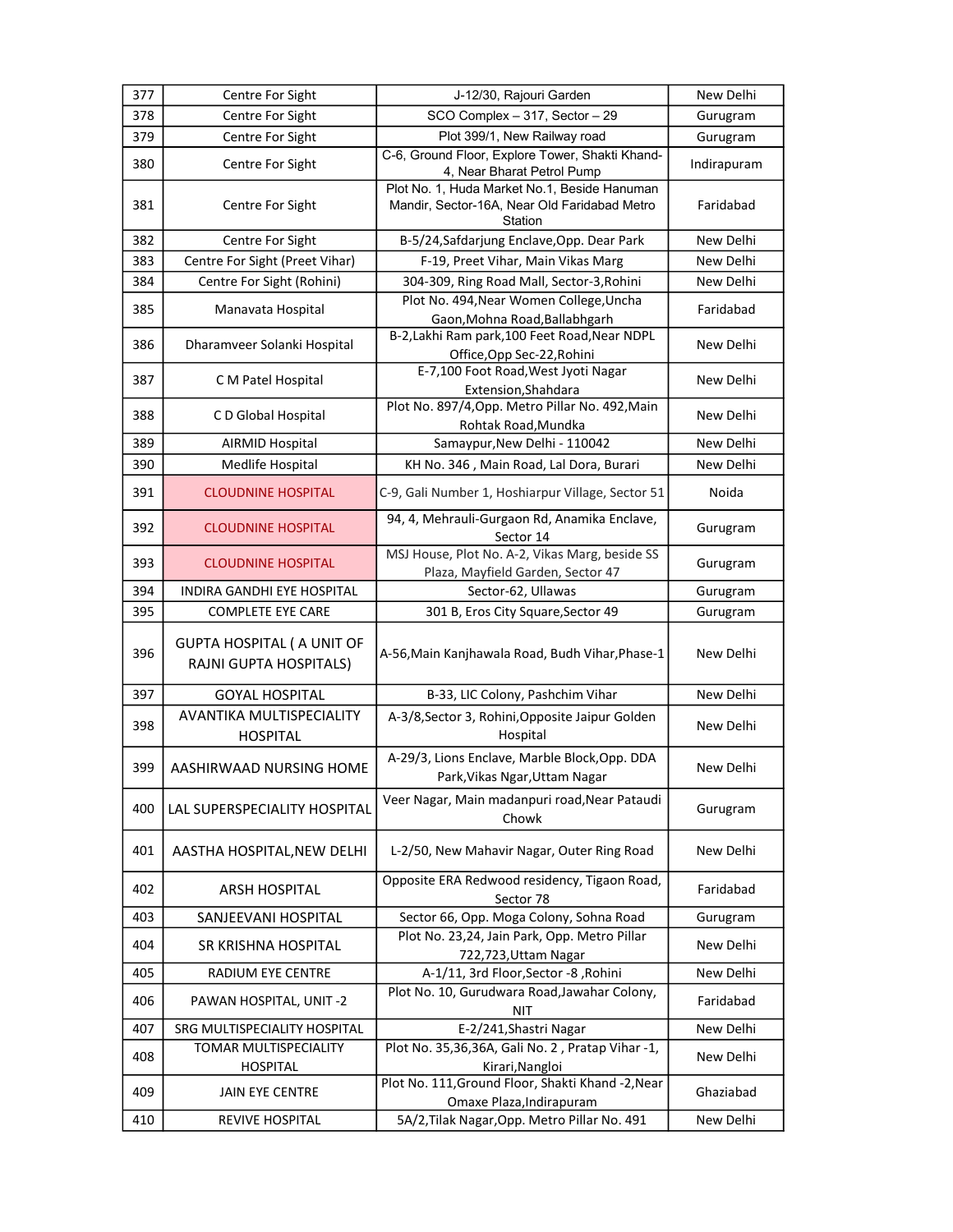| 377 | Centre For Sight | J-12/30, Rajouri Garden | New Delhi |
|---|---|---|---|
| 378 | Centre For Sight | SCO Complex – 317, Sector – 29 | Gurugram |
| 379 | Centre For Sight | Plot 399/1, New Railway road | Gurugram |
| 380 | Centre For Sight | C-6, Ground Floor, Explore Tower, Shakti Khand-4, Near Bharat Petrol Pump | Indirapuram |
| 381 | Centre For Sight | Plot No. 1, Huda Market No.1, Beside Hanuman Mandir, Sector-16A, Near Old Faridabad Metro Station | Faridabad |
| 382 | Centre For Sight | B-5/24,Safdarjung Enclave,Opp. Dear Park | New Delhi |
| 383 | Centre For Sight (Preet Vihar) | F-19, Preet Vihar, Main Vikas Marg | New Delhi |
| 384 | Centre For Sight (Rohini) | 304-309, Ring Road Mall, Sector-3,Rohini | New Delhi |
| 385 | Manavata Hospital | Plot No. 494,Near Women College,Uncha Gaon,Mohna Road,Ballabhgarh | Faridabad |
| 386 | Dharamveer Solanki Hospital | B-2,Lakhi Ram park,100 Feet Road,Near NDPL Office,Opp Sec-22,Rohini | New Delhi |
| 387 | C M Patel Hospital | E-7,100 Foot Road,West Jyoti Nagar Extension,Shahdara | New Delhi |
| 388 | C D Global Hospital | Plot No. 897/4,Opp. Metro Pillar No. 492,Main Rohtak Road,Mundka | New Delhi |
| 389 | AIRMID Hospital | Samaypur,New Delhi - 110042 | New Delhi |
| 390 | Medlife Hospital | KH No. 346 , Main Road, Lal Dora, Burari | New Delhi |
| 391 | CLOUDNINE HOSPITAL | C-9, Gali Number 1, Hoshiarpur Village, Sector 51 | Noida |
| 392 | CLOUDNINE HOSPITAL | 94, 4, Mehrauli-Gurgaon Rd, Anamika Enclave, Sector 14 | Gurugram |
| 393 | CLOUDNINE HOSPITAL | MSJ House, Plot No. A-2, Vikas Marg, beside SS Plaza, Mayfield Garden, Sector 47 | Gurugram |
| 394 | INDIRA GANDHI EYE HOSPITAL | Sector-62, Ullawas | Gurugram |
| 395 | COMPLETE EYE CARE | 301 B, Eros City Square,Sector 49 | Gurugram |
| 396 | GUPTA HOSPITAL ( A UNIT OF RAJNI GUPTA HOSPITALS) | A-56,Main Kanjhawala Road, Budh Vihar,Phase-1 | New Delhi |
| 397 | GOYAL HOSPITAL | B-33, LIC Colony, Pashchim Vihar | New Delhi |
| 398 | AVANTIKA MULTISPECIALITY HOSPITAL | A-3/8,Sector 3, Rohini,Opposite Jaipur Golden Hospital | New Delhi |
| 399 | AASHIRWAAD NURSING HOME | A-29/3, Lions Enclave, Marble Block,Opp. DDA Park,Vikas Ngar,Uttam Nagar | New Delhi |
| 400 | LAL SUPERSPECIALITY HOSPITAL | Veer Nagar, Main madanpuri road,Near Pataudi Chowk | Gurugram |
| 401 | AASTHA HOSPITAL,NEW DELHI | L-2/50, New Mahavir Nagar, Outer Ring Road | New Delhi |
| 402 | ARSH HOSPITAL | Opposite ERA Redwood residency, Tigaon Road, Sector 78 | Faridabad |
| 403 | SANJEEVANI HOSPITAL | Sector 66, Opp. Moga Colony, Sohna Road | Gurugram |
| 404 | SR KRISHNA HOSPITAL | Plot No. 23,24, Jain Park, Opp. Metro Pillar 722,723,Uttam Nagar | New Delhi |
| 405 | RADIUM EYE CENTRE | A-1/11, 3rd Floor,Sector -8 ,Rohini | New Delhi |
| 406 | PAWAN HOSPITAL, UNIT -2 | Plot No. 10, Gurudwara Road,Jawahar Colony, NIT | Faridabad |
| 407 | SRG MULTISPECIALITY HOSPITAL | E-2/241,Shastri Nagar | New Delhi |
| 408 | TOMAR MULTISPECIALITY HOSPITAL | Plot No. 35,36,36A, Gali No. 2 , Pratap Vihar -1, Kirari,Nangloi | New Delhi |
| 409 | JAIN EYE CENTRE | Plot No. 111,Ground Floor, Shakti Khand -2,Near Omaxe Plaza,Indirapuram | Ghaziabad |
| 410 | REVIVE HOSPITAL | 5A/2,Tilak Nagar,Opp. Metro Pillar No. 491 | New Delhi |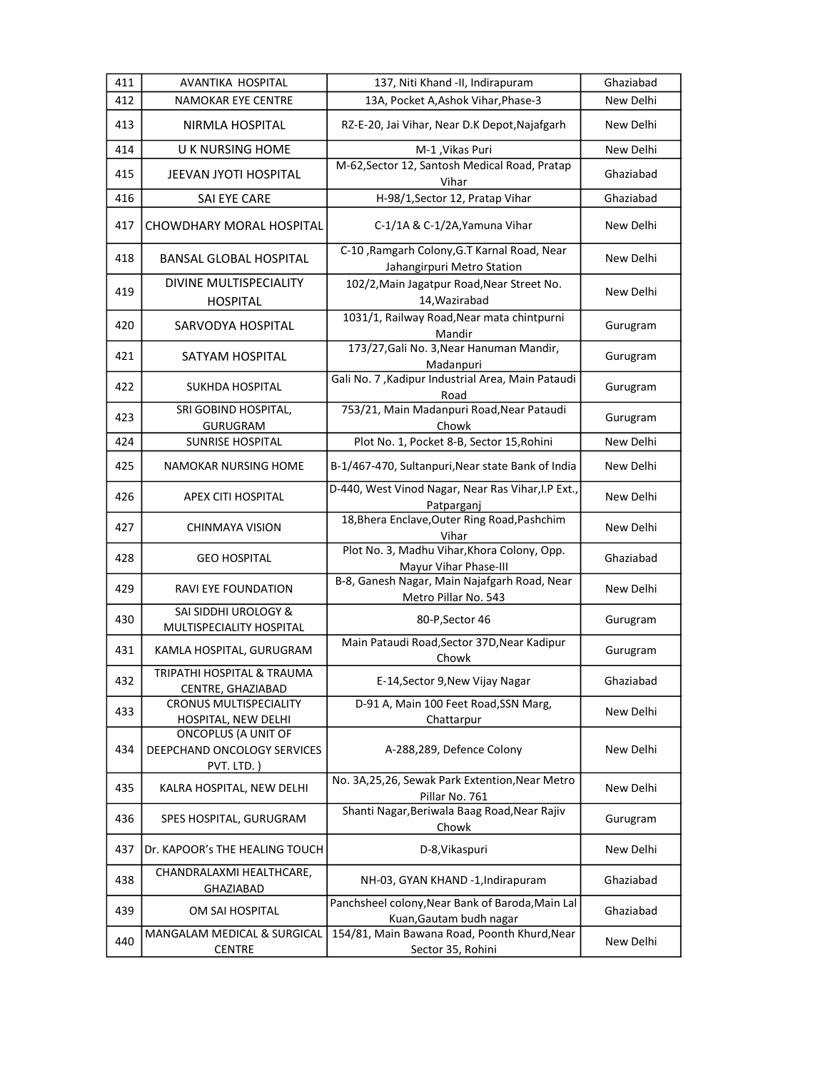| 411 | AVANTIKA HOSPITAL | 137, Niti Khand -II, Indirapuram | Ghaziabad |
|---|---|---|---|
| 412 | NAMOKAR EYE CENTRE | 13A, Pocket A,Ashok Vihar,Phase-3 | New Delhi |
| 413 | NIRMLA HOSPITAL | RZ-E-20, Jai Vihar, Near D.K Depot,Najafgarh | New Delhi |
| 414 | U K NURSING HOME | M-1 ,Vikas Puri | New Delhi |
| 415 | JEEVAN JYOTI HOSPITAL | M-62,Sector 12, Santosh Medical Road, Pratap Vihar | Ghaziabad |
| 416 | SAI EYE CARE | H-98/1,Sector 12, Pratap Vihar | Ghaziabad |
| 417 | CHOWDHARY MORAL HOSPITAL | C-1/1A & C-1/2A,Yamuna Vihar | New Delhi |
| 418 | BANSAL GLOBAL HOSPITAL | C-10 ,Ramgarh Colony,G.T Karnal Road, Near Jahangirpuri Metro Station | New Delhi |
| 419 | DIVINE MULTISPECIALITY HOSPITAL | 102/2,Main Jagatpur Road,Near Street No. 14,Wazirabad | New Delhi |
| 420 | SARVODYA HOSPITAL | 1031/1, Railway Road,Near mata chintpurni Mandir | Gurugram |
| 421 | SATYAM HOSPITAL | 173/27,Gali No. 3,Near Hanuman Mandir, Madanpuri | Gurugram |
| 422 | SUKHDA HOSPITAL | Gali No. 7 ,Kadipur Industrial Area, Main Pataudi Road | Gurugram |
| 423 | SRI GOBIND HOSPITAL, GURUGRAM | 753/21, Main Madanpuri Road,Near Pataudi Chowk | Gurugram |
| 424 | SUNRISE HOSPITAL | Plot No. 1, Pocket 8-B, Sector 15,Rohini | New Delhi |
| 425 | NAMOKAR NURSING HOME | B-1/467-470, Sultanpuri,Near state Bank of India | New Delhi |
| 426 | APEX CITI HOSPITAL | D-440, West Vinod Nagar, Near Ras Vihar,I.P Ext., Patparganj | New Delhi |
| 427 | CHINMAYA VISION | 18,Bhera Enclave,Outer Ring Road,Pashchim Vihar | New Delhi |
| 428 | GEO HOSPITAL | Plot No. 3, Madhu Vihar,Khora Colony, Opp. Mayur Vihar Phase-III | Ghaziabad |
| 429 | RAVI EYE FOUNDATION | B-8, Ganesh Nagar, Main Najafgarh Road, Near Metro Pillar No. 543 | New Delhi |
| 430 | SAI SIDDHI UROLOGY & MULTISPECIALITY HOSPITAL | 80-P,Sector 46 | Gurugram |
| 431 | KAMLA HOSPITAL, GURUGRAM | Main Pataudi Road,Sector 37D,Near Kadipur Chowk | Gurugram |
| 432 | TRIPATHI HOSPITAL & TRAUMA CENTRE, GHAZIABAD | E-14,Sector 9,New Vijay Nagar | Ghaziabad |
| 433 | CRONUS MULTISPECIALITY HOSPITAL, NEW DELHI | D-91 A, Main 100 Feet Road,SSN Marg, Chattarpur | New Delhi |
| 434 | ONCOPLUS (A UNIT OF DEEPCHAND ONCOLOGY SERVICES PVT. LTD. ) | A-288,289, Defence Colony | New Delhi |
| 435 | KALRA HOSPITAL, NEW DELHI | No. 3A,25,26, Sewak Park Extention,Near Metro Pillar No. 761 | New Delhi |
| 436 | SPES HOSPITAL, GURUGRAM | Shanti Nagar,Beriwala Baag Road,Near Rajiv Chowk | Gurugram |
| 437 | Dr. KAPOOR's THE HEALING TOUCH | D-8,Vikaspuri | New Delhi |
| 438 | CHANDRALAXMI HEALTHCARE, GHAZIABAD | NH-03, GYAN KHAND -1,Indirapuram | Ghaziabad |
| 439 | OM SAI HOSPITAL | Panchsheel colony,Near Bank of Baroda,Main Lal Kuan,Gautam budh nagar | Ghaziabad |
| 440 | MANGALAM MEDICAL & SURGICAL CENTRE | 154/81, Main Bawana Road, Poonth Khurd,Near Sector 35, Rohini | New Delhi |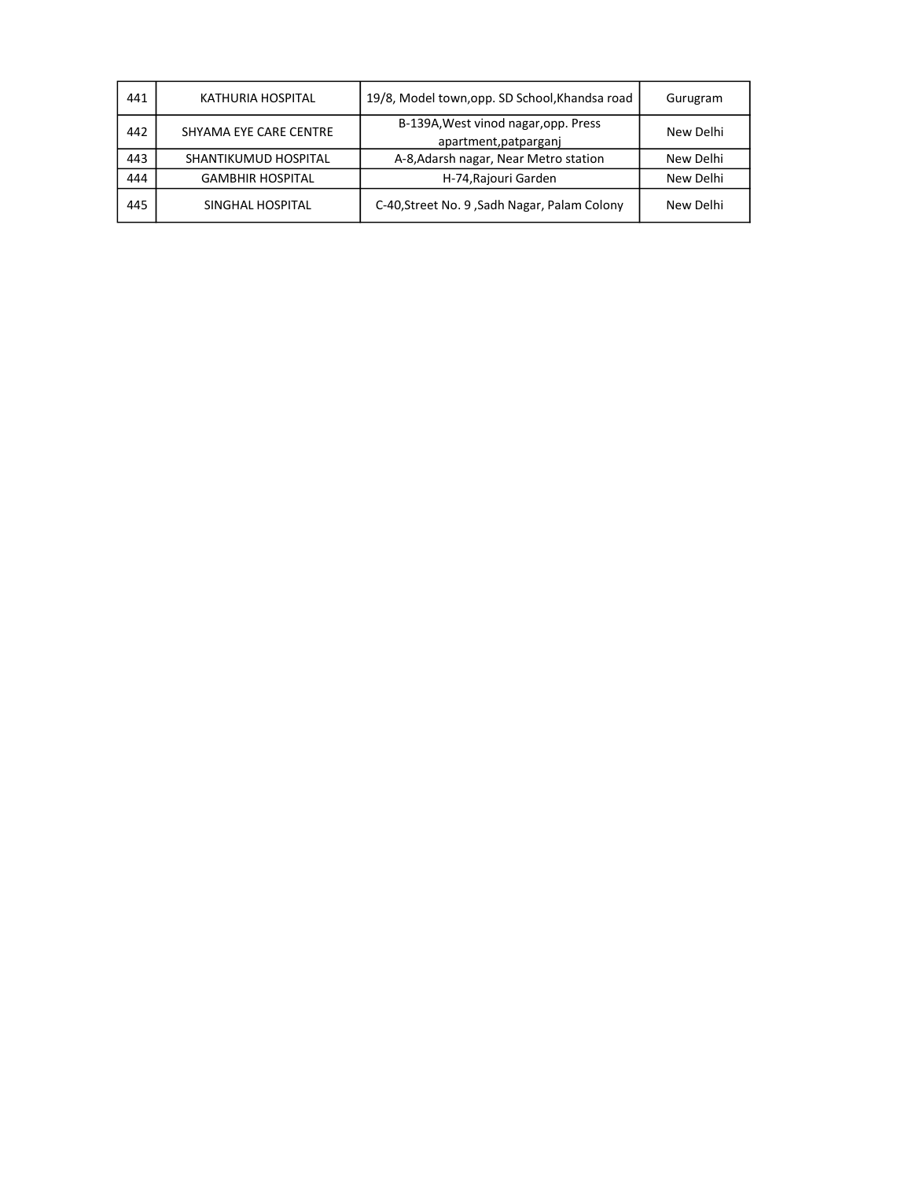| | | | |
|---|---|---|---|
| 441 | KATHURIA HOSPITAL | 19/8, Model town,opp. SD School,Khandsa road | Gurugram |
| 442 | SHYAMA EYE CARE CENTRE | B-139A,West vinod nagar,opp. Press apartment,patparganj | New Delhi |
| 443 | SHANTIKUMUD HOSPITAL | A-8,Adarsh nagar, Near Metro station | New Delhi |
| 444 | GAMBHIR HOSPITAL | H-74,Rajouri Garden | New Delhi |
| 445 | SINGHAL HOSPITAL | C-40,Street No. 9 ,Sadh Nagar, Palam Colony | New Delhi |